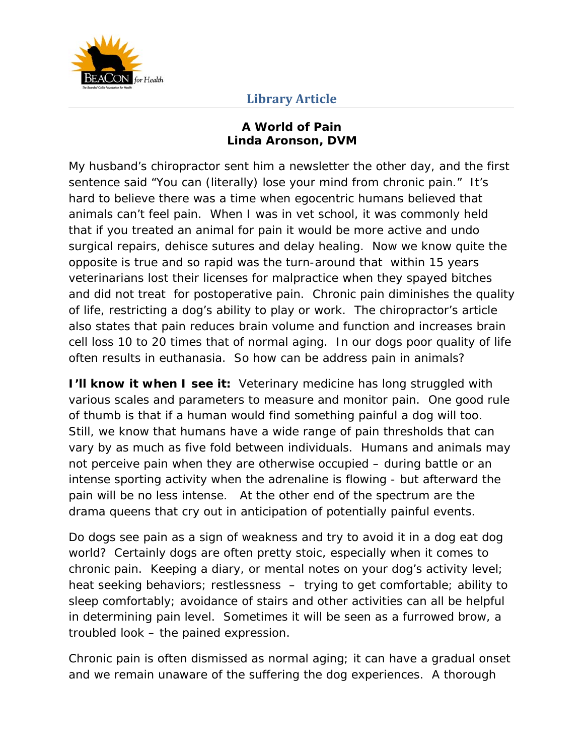**Library Article**

### A World of Pain
### Linda Aronson, DVM

My husband's chiropractor sent him a newsletter the other day, and the first sentence said "You can (literally) lose your mind from chronic pain." It's hard to believe there was a time when egocentric humans believed that animals can't feel pain. When I was in vet school, it was commonly held that if you treated an animal for pain it would be more active and undo surgical repairs, dehisce sutures and delay healing. Now we know quite the opposite is true and so rapid was the turn-around that within 15 years veterinarians lost their licenses for malpractice when they spayed bitches and did not treat for postoperative pain. Chronic pain diminishes the quality of life, restricting a dog's ability to play or work. The chiropractor's article also states that pain reduces brain volume and function and increases brain cell loss 10 to 20 times that of normal aging. In our dogs poor quality of life often results in euthanasia. So how can be address pain in animals?

**I'll know it when I see it:** Veterinary medicine has long struggled with various scales and parameters to measure and monitor pain. One good rule of thumb is that if a human would find something painful a dog will too. Still, we know that humans have a wide range of pain thresholds that can vary by as much as five fold between individuals. Humans and animals may not perceive pain when they are otherwise occupied – during battle or an intense sporting activity when the adrenaline is flowing - but afterward the pain will be no less intense. At the other end of the spectrum are the drama queens that cry out in anticipation of potentially painful events.

Do dogs see pain as a sign of weakness and try to avoid it in a dog eat dog world? Certainly dogs are often pretty stoic, especially when it comes to chronic pain. Keeping a diary, or mental notes on your dog's activity level; heat seeking behaviors; restlessness – trying to get comfortable; ability to sleep comfortably; avoidance of stairs and other activities can all be helpful in determining pain level. Sometimes it will be seen as a furrowed brow, a troubled look – the pained expression.

Chronic pain is often dismissed as normal aging; it can have a gradual onset and we remain unaware of the suffering the dog experiences. A thorough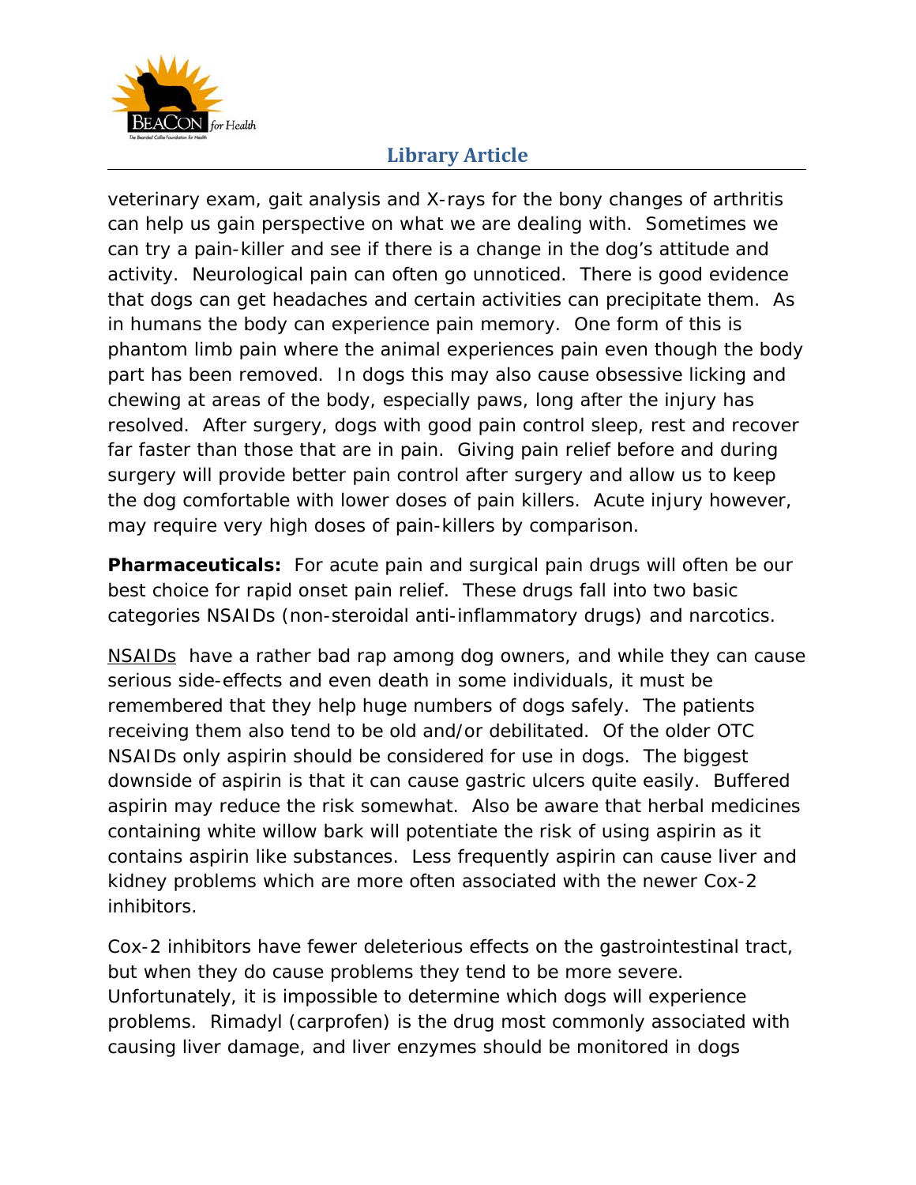veterinary exam, gait analysis and X-rays for the bony changes of arthritis can help us gain perspective on what we are dealing with. Sometimes we can try a pain-killer and see if there is a change in the dog's attitude and activity. Neurological pain can often go unnoticed. There is good evidence that dogs can get headaches and certain activities can precipitate them. As in humans the body can experience pain memory. One form of this is phantom limb pain where the animal experiences pain even though the body part has been removed. In dogs this may also cause obsessive licking and chewing at areas of the body, especially paws, long after the injury has resolved. After surgery, dogs with good pain control sleep, rest and recover far faster than those that are in pain. Giving pain relief before and during surgery will provide better pain control after surgery and allow us to keep the dog comfortable with lower doses of pain killers. Acute injury however, may require very high doses of pain-killers by comparison.

**Pharmaceuticals:** For acute pain and surgical pain drugs will often be our best choice for rapid onset pain relief. These drugs fall into two basic categories NSAIDs (non-steroidal anti-inflammatory drugs) and narcotics.

<u>NSAIDs</u> have a rather bad rap among dog owners, and while they can cause serious side-effects and even death in some individuals, it must be remembered that they help huge numbers of dogs safely. The patients receiving them also tend to be old and/or debilitated. Of the older OTC NSAIDs only aspirin should be considered for use in dogs. The biggest downside of aspirin is that it can cause gastric ulcers quite easily. Buffered aspirin may reduce the risk somewhat. Also be aware that herbal medicines containing white willow bark will potentiate the risk of using aspirin as it contains aspirin like substances. Less frequently aspirin can cause liver and kidney problems which are more often associated with the newer Cox-2 inhibitors.

Cox-2 inhibitors have fewer deleterious effects on the gastrointestinal tract, but when they do cause problems they tend to be more severe. Unfortunately, it is impossible to determine which dogs will experience problems. Rimadyl (carprofen) is the drug most commonly associated with causing liver damage, and liver enzymes should be monitored in dogs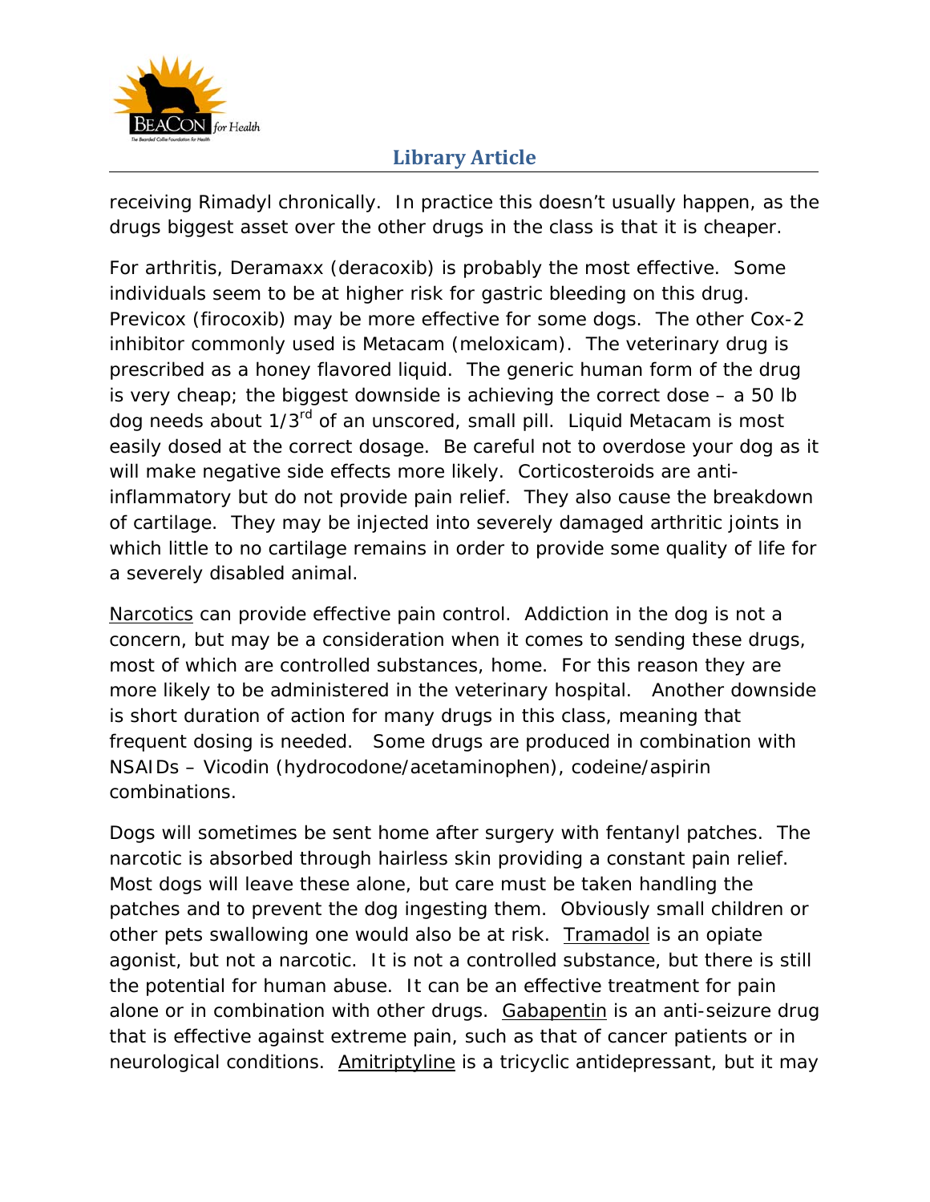receiving Rimadyl chronically. In practice this doesn't usually happen, as the drugs biggest asset over the other drugs in the class is that it is cheaper.

For arthritis, Deramaxx (deracoxib) is probably the most effective. Some individuals seem to be at higher risk for gastric bleeding on this drug. Previcox (firocoxib) may be more effective for some dogs. The other Cox-2 inhibitor commonly used is Metacam (meloxicam). The veterinary drug is prescribed as a honey flavored liquid. The generic human form of the drug is very cheap; the biggest downside is achieving the correct dose – a 50 lb dog needs about 1/3rd of an unscored, small pill. Liquid Metacam is most easily dosed at the correct dosage. Be careful not to overdose your dog as it will make negative side effects more likely. Corticosteroids are anti-inflammatory but do not provide pain relief. They also cause the breakdown of cartilage. They may be injected into severely damaged arthritic joints in which little to no cartilage remains in order to provide some quality of life for a severely disabled animal.

Narcotics can provide effective pain control. Addiction in the dog is not a concern, but may be a consideration when it comes to sending these drugs, most of which are controlled substances, home. For this reason they are more likely to be administered in the veterinary hospital. Another downside is short duration of action for many drugs in this class, meaning that frequent dosing is needed. Some drugs are produced in combination with NSAIDs – Vicodin (hydrocodone/acetaminophen), codeine/aspirin combinations.

Dogs will sometimes be sent home after surgery with fentanyl patches. The narcotic is absorbed through hairless skin providing a constant pain relief. Most dogs will leave these alone, but care must be taken handling the patches and to prevent the dog ingesting them. Obviously small children or other pets swallowing one would also be at risk. Tramadol is an opiate agonist, but not a narcotic. It is not a controlled substance, but there is still the potential for human abuse. It can be an effective treatment for pain alone or in combination with other drugs. Gabapentin is an anti-seizure drug that is effective against extreme pain, such as that of cancer patients or in neurological conditions. Amitriptyline is a tricyclic antidepressant, but it may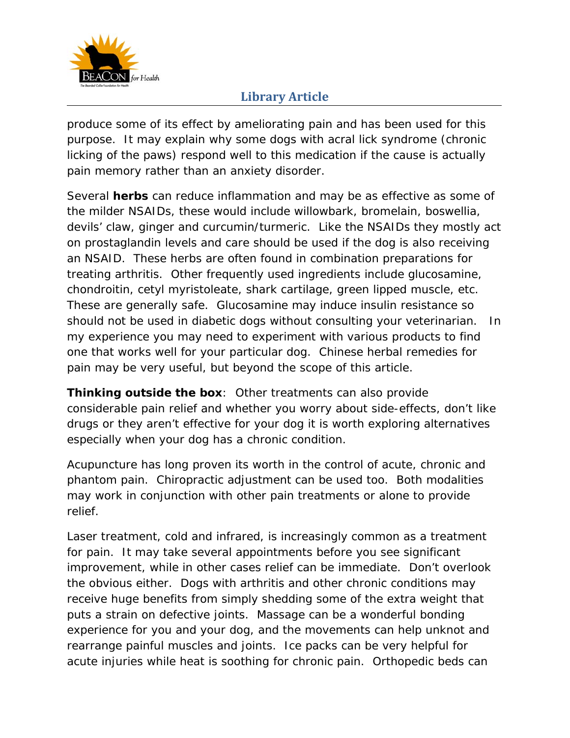produce some of its effect by ameliorating pain and has been used for this purpose. It may explain why some dogs with acral lick syndrome (chronic licking of the paws) respond well to this medication if the cause is actually pain memory rather than an anxiety disorder.

Several **herbs** can reduce inflammation and may be as effective as some of the milder NSAIDs, these would include willowbark, bromelain, boswellia, devils' claw, ginger and curcumin/turmeric. Like the NSAIDs they mostly act on prostaglandin levels and care should be used if the dog is also receiving an NSAID. These herbs are often found in combination preparations for treating arthritis. Other frequently used ingredients include glucosamine, chondroitin, cetyl myristoleate, shark cartilage, green lipped muscle, etc. These are generally safe. Glucosamine may induce insulin resistance so should not be used in diabetic dogs without consulting your veterinarian. In my experience you may need to experiment with various products to find one that works well for your particular dog. Chinese herbal remedies for pain may be very useful, but beyond the scope of this article.

**Thinking outside the box**: Other treatments can also provide considerable pain relief and whether you worry about side-effects, don't like drugs or they aren't effective for your dog it is worth exploring alternatives especially when your dog has a chronic condition.

Acupuncture has long proven its worth in the control of acute, chronic and phantom pain. Chiropractic adjustment can be used too. Both modalities may work in conjunction with other pain treatments or alone to provide relief.

Laser treatment, cold and infrared, is increasingly common as a treatment for pain. It may take several appointments before you see significant improvement, while in other cases relief can be immediate. Don't overlook the obvious either. Dogs with arthritis and other chronic conditions may receive huge benefits from simply shedding some of the extra weight that puts a strain on defective joints. Massage can be a wonderful bonding experience for you and your dog, and the movements can help unknot and rearrange painful muscles and joints. Ice packs can be very helpful for acute injuries while heat is soothing for chronic pain. Orthopedic beds can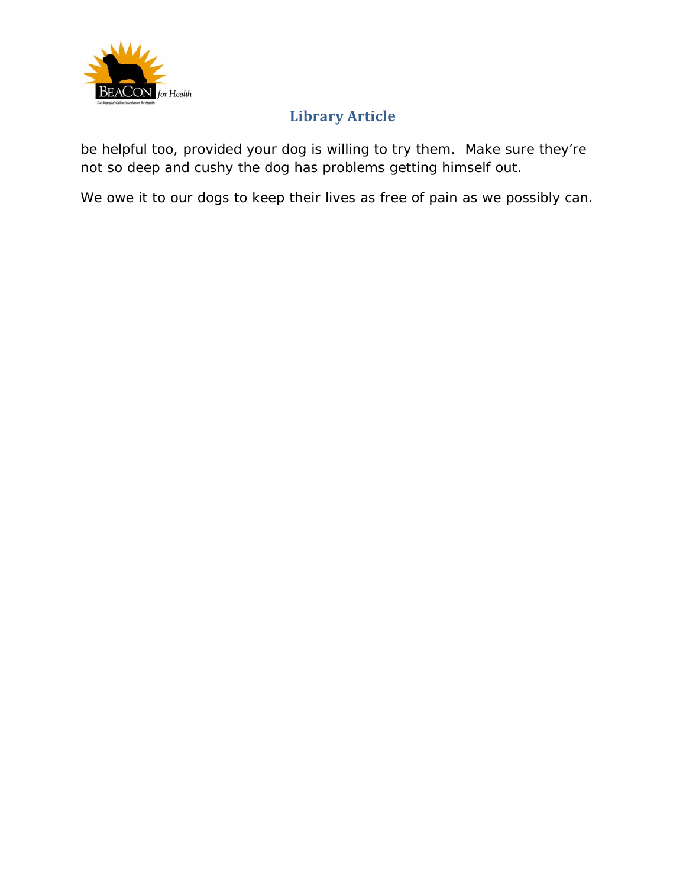be helpful too, provided your dog is willing to try them. Make sure they're not so deep and cushy the dog has problems getting himself out.

We owe it to our dogs to keep their lives as free of pain as we possibly can.